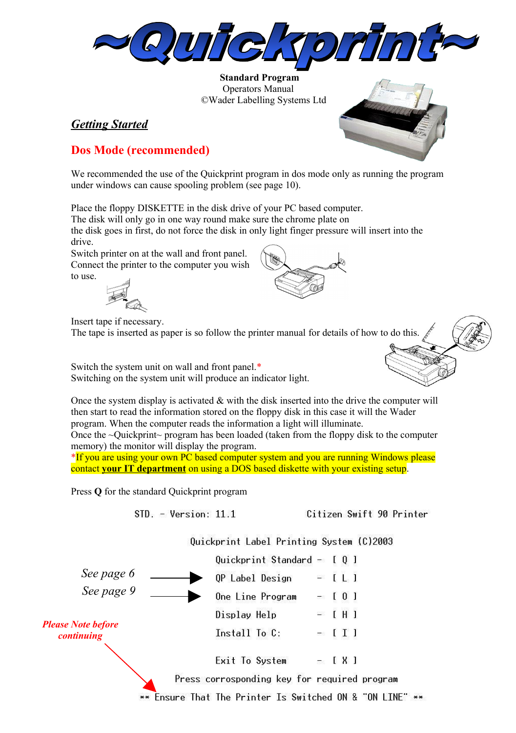# ~Quickprint~

**Standard Program**
Operators Manual
©Wader Labelling Systems Ltd

## ***Getting Started***

## Dos Mode (recommended)

We recommended the use of the Quickprint program in dos mode only as running the program under windows can cause spooling problem (see page 10).

Place the floppy DISKETTE in the disk drive of your PC based computer.
The disk will only go in one way round make sure the chrome plate on the disk goes in first, do not force the disk in only light finger pressure will insert into the drive.
Switch printer on at the wall and front panel.
Connect the printer to the computer you wish to use.

Insert tape if necessary.
The tape is inserted as paper is so follow the printer manual for details of how to do this.

Switch the system unit on wall and front panel.*
Switching on the system unit will produce an indicator light.

Once the system display is activated & with the disk inserted into the drive the computer will then start to read the information stored on the floppy disk in this case it will the Wader program. When the computer reads the information a light will illuminate.
Once the ~Quickprint~ program has been loaded (taken from the floppy disk to the computer memory) the monitor will display the program.
*If you are using your own PC based computer system and you are running Windows please contact **your IT department** on using a DOS based diskette with your existing setup.

Press **Q** for the standard Quickprint program

```
STD. - Version: 11.1                Citizen Swift 90 Printer

              Quickprint Label Printing System (C)2003

                  Quickprint Standard -  [ Q ]
                  QP Label Design     -  [ L ]
                  One Line Program    -  [ O ]
                  Display Help        -  [ H ]
                  Install To C:       -  [ I ]

                  Exit To System      -  [ X ]
          Press corrosponding key for required program
** Ensure That The Printer Is Switched ON & "ON LINE" **
```

*See page 6* → QP Label Design

*See page 9* → One Line Program

*Please Note before continuing* → ** Ensure That The Printer Is Switched ON & "ON LINE" **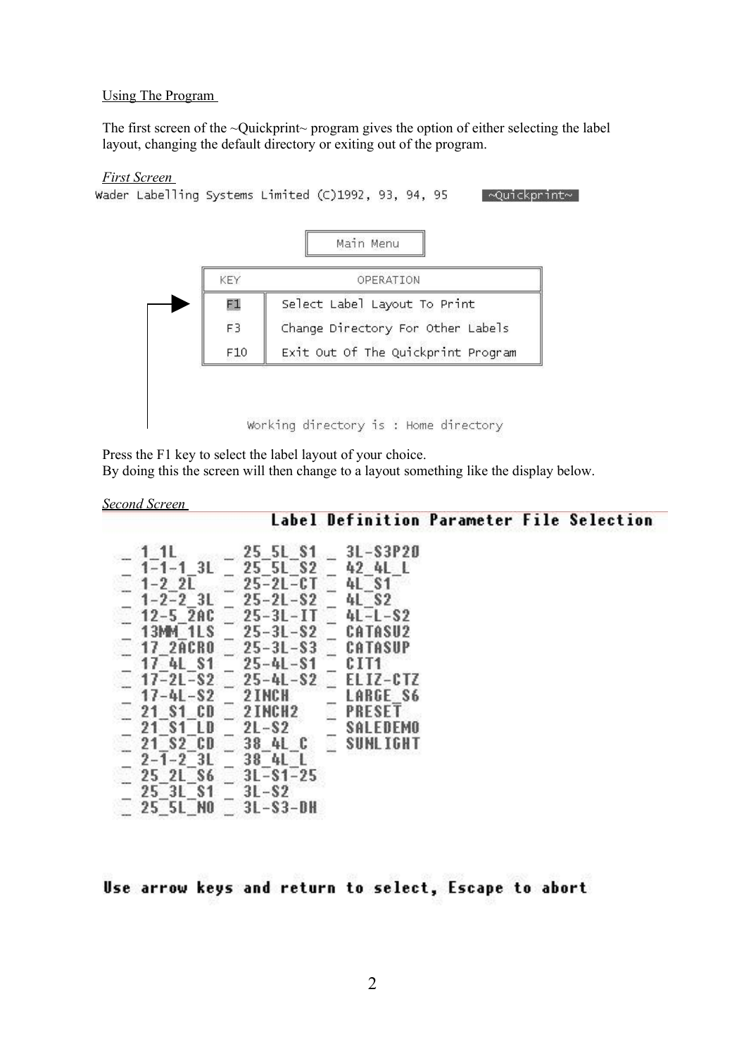Using The Program

The first screen of the ~Quickprint~ program gives the option of either selecting the label layout, changing the default directory or exiting out of the program.

*First Screen*

```
Wader Labelling Systems Limited (C)1992, 93, 94, 95     ~Quickprint~

                        Main Menu

              KEY          OPERATION
              F1     Select Label Layout To Print
              F3     Change Directory For Other Labels
              F10    Exit Out Of The Quickprint Program

                Working directory is : Home directory
```

Press the F1 key to select the label layout of your choice.
By doing this the screen will then change to a layout something like the display below.

*Second Screen*

```
                 Label Definition Parameter File Selection

 _ 1_1L       _ 25_5L_S1   _ 3L-S3P20
 _ 1-1-1_3L   _ 25_5L_S2   _ 42_4L_L
 _ 1-2_2L     _ 25-2L-CT   _ 4L_S1
 _ 1-2-2_3L   _ 25-2L-S2   _ 4L_S2
 _ 12-5_2AC   _ 25-3L-IT   _ 4L-L-S2
 _ 13MM_1LS   _ 25-3L-S2   _ CATASU2
 _ 17_2ACRO   _ 25-3L-S3   _ CATASUP
 _ 17_4L_S1   _ 25-4L-S1   _ CIT1
 _ 17-2L-S2   _ 25-4L-S2   _ ELIZ-CTZ
 _ 17-4L-S2   _ 2INCH      _ LARGE_S6
 _ 21_S1_CD   _ 2INCH2     _ PRESET
 _ 21_S1_LD   _ 2L-S2      _ SALEDEMO
 _ 21_S2_CD   _ 38_4L_C    _ SUNLIGHT
 _ 2-1-2_3L   _ 38_4L_L
 _ 25_2L_S6   _ 3L-S1-25
 _ 25_3L_S1   _ 3L-S2
 _ 25_5L_NO   _ 3L-S3-DH

Use arrow keys and return to select, Escape to abort
```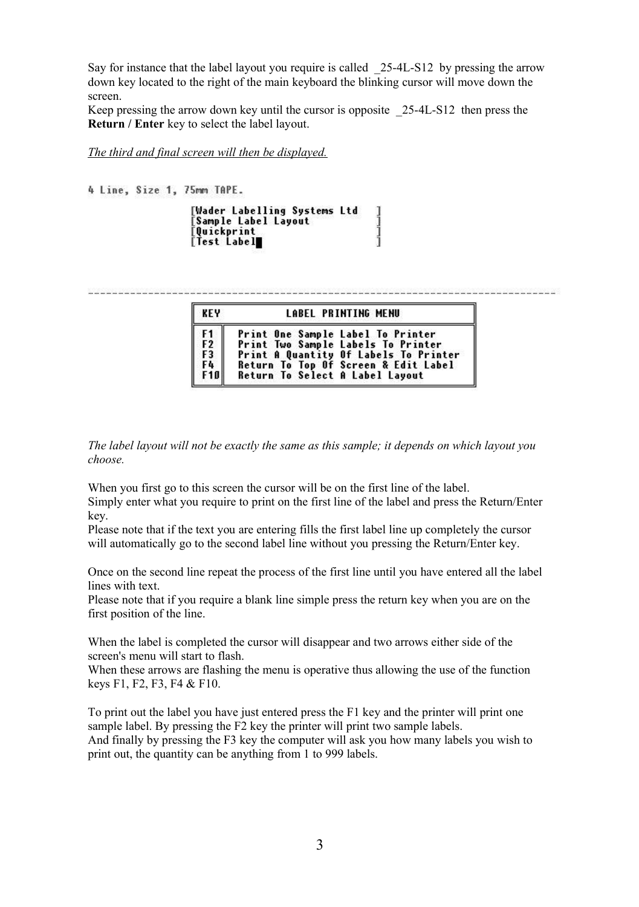Say for instance that the label layout you require is called _25-4L-S12 by pressing the arrow down key located to the right of the main keyboard the blinking cursor will move down the screen.
Keep pressing the arrow down key until the cursor is opposite _25-4L-S12 then press the **Return / Enter** key to select the label layout.

*The third and final screen will then be displayed.*

```
4 Line, Size 1, 75mm TAPE.

                 [Wader Labelling Systems Ltd    ]
                 [Sample Label Layout            ]
                 [Quickprint                     ]
                 [Test Label█                    ]

------------------------------------------------------------------------------
```

| KEY | LABEL PRINTING MENU |
|---|---|
| F1 | Print One Sample Label To Printer |
| F2 | Print Two Sample Labels To Printer |
| F3 | Print A Quantity Of Labels To Printer |
| F4 | Return To Top Of Screen & Edit Label |
| F10 | Return To Select A Label Layout |

*The label layout will not be exactly the same as this sample; it depends on which layout you choose.*

When you first go to this screen the cursor will be on the first line of the label.
Simply enter what you require to print on the first line of the label and press the Return/Enter key.
Please note that if the text you are entering fills the first label line up completely the cursor will automatically go to the second label line without you pressing the Return/Enter key.

Once on the second line repeat the process of the first line until you have entered all the label lines with text.
Please note that if you require a blank line simple press the return key when you are on the first position of the line.

When the label is completed the cursor will disappear and two arrows either side of the screen's menu will start to flash.
When these arrows are flashing the menu is operative thus allowing the use of the function keys F1, F2, F3, F4 & F10.

To print out the label you have just entered press the F1 key and the printer will print one sample label. By pressing the F2 key the printer will print two sample labels.
And finally by pressing the F3 key the computer will ask you how many labels you wish to print out, the quantity can be anything from 1 to 999 labels.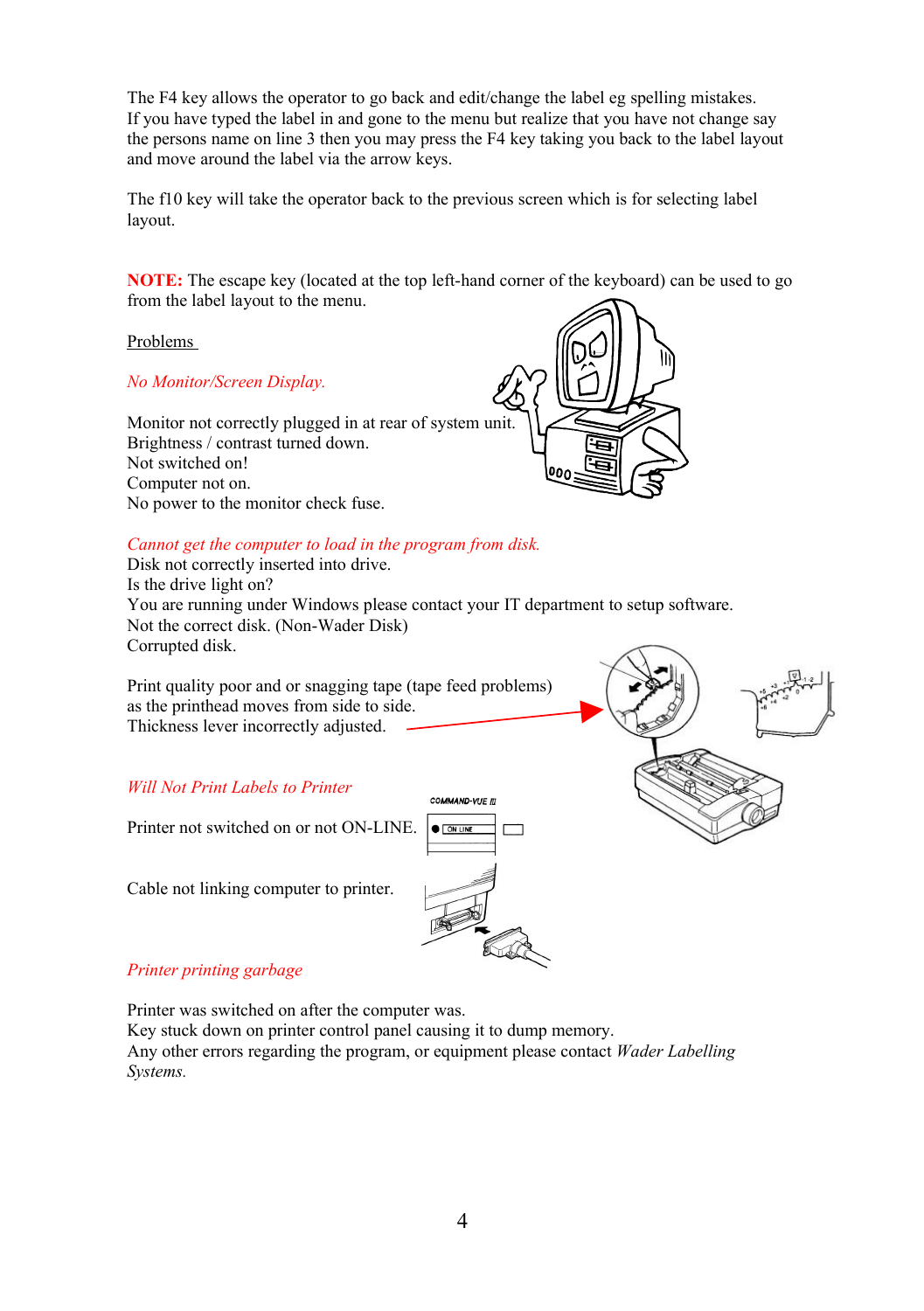The F4 key allows the operator to go back and edit/change the label eg spelling mistakes. If you have typed the label in and gone to the menu but realize that you have not change say the persons name on line 3 then you may press the F4 key taking you back to the label layout and move around the label via the arrow keys.

The f10 key will take the operator back to the previous screen which is for selecting label layout.

**NOTE:** The escape key (located at the top left-hand corner of the keyboard) can be used to go from the label layout to the menu.

Problems

*No Monitor/Screen Display.*

Monitor not correctly plugged in at rear of system unit.
Brightness / contrast turned down.
Not switched on!
Computer not on.
No power to the monitor check fuse.

*Cannot get the computer to load in the program from disk.*
Disk not correctly inserted into drive.
Is the drive light on?
You are running under Windows please contact your IT department to setup software.
Not the correct disk. (Non-Wader Disk)
Corrupted disk.

Print quality poor and or snagging tape (tape feed problems) as the printhead moves from side to side.
Thickness lever incorrectly adjusted.

*Will Not Print Labels to Printer*

Printer not switched on or not ON-LINE.

Cable not linking computer to printer.

*Printer printing garbage*

Printer was switched on after the computer was.
Key stuck down on printer control panel causing it to dump memory.
Any other errors regarding the program, or equipment please contact *Wader Labelling Systems.*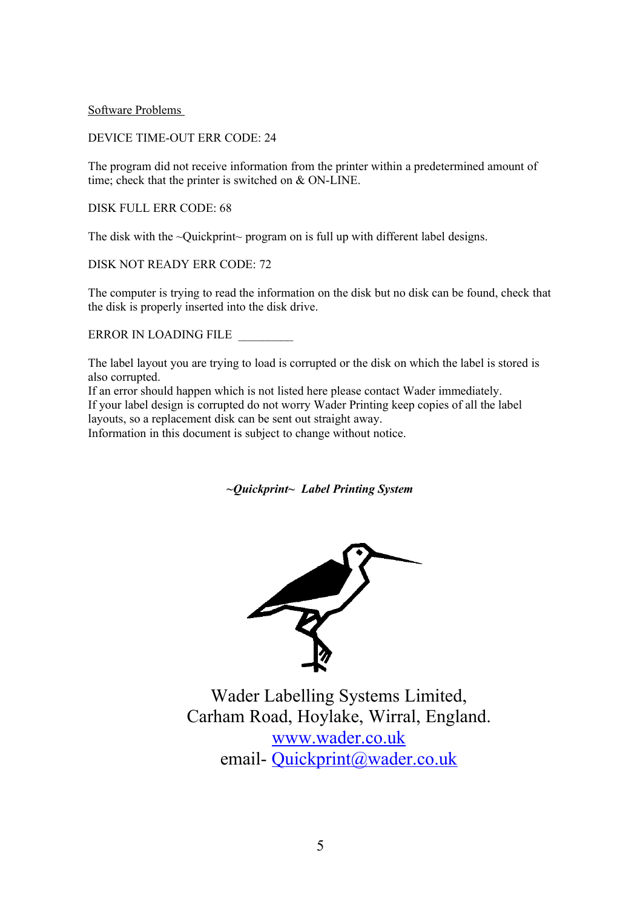Software Problems

DEVICE TIME-OUT ERR CODE: 24

The program did not receive information from the printer within a predetermined amount of time; check that the printer is switched on & ON-LINE.

DISK FULL ERR CODE: 68

The disk with the ~Quickprint~ program on is full up with different label designs.

DISK NOT READY ERR CODE: 72

The computer is trying to read the information on the disk but no disk can be found, check that the disk is properly inserted into the disk drive.

ERROR IN LOADING FILE _________

The label layout you are trying to load is corrupted or the disk on which the label is stored is also corrupted.
If an error should happen which is not listed here please contact Wader immediately.
If your label design is corrupted do not worry Wader Printing keep copies of all the label layouts, so a replacement disk can be sent out straight away.
Information in this document is subject to change without notice.

***~Quickprint~ Label Printing System***

Wader Labelling Systems Limited,
Carham Road, Hoylake, Wirral, England.
www.wader.co.uk
email- Quickprint@wader.co.uk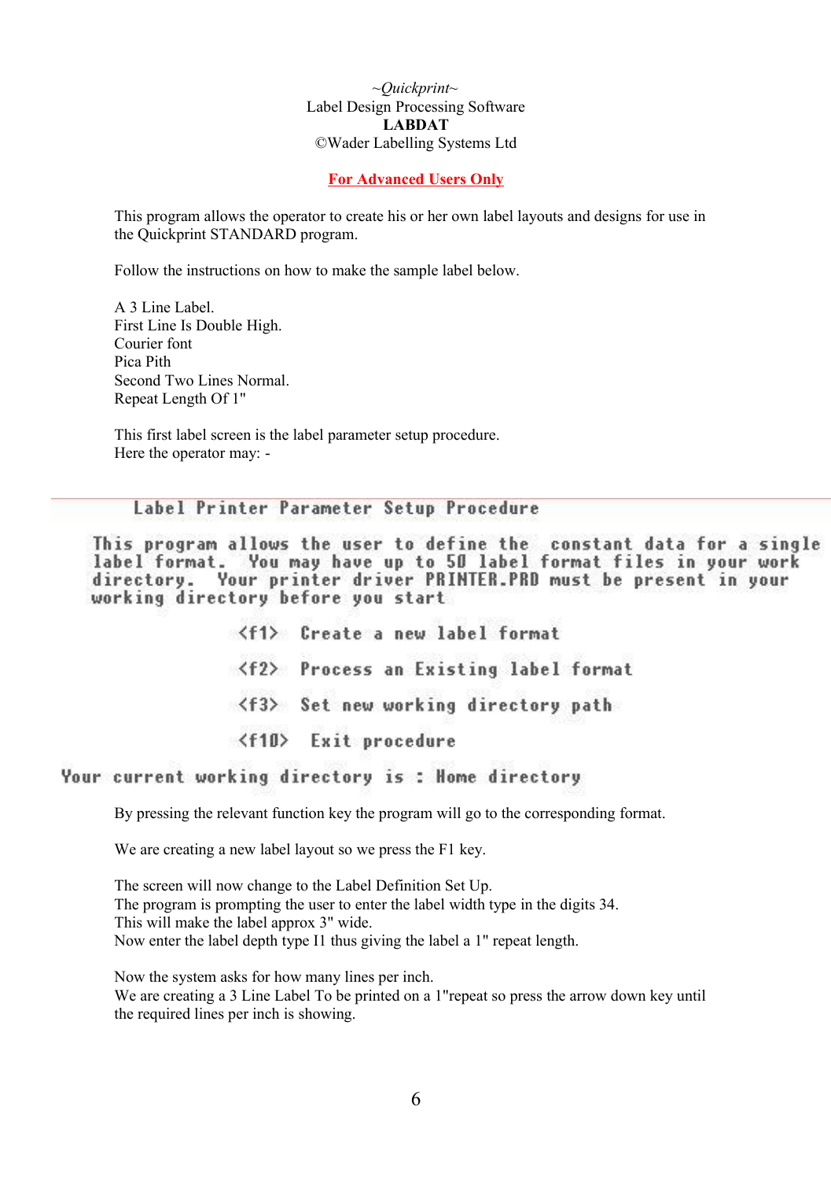*~Quickprint~*
Label Design Processing Software
**LABDAT**
©Wader Labelling Systems Ltd

**For Advanced Users Only**

This program allows the operator to create his or her own label layouts and designs for use in the Quickprint STANDARD program.

Follow the instructions on how to make the sample label below.

A 3 Line Label.
First Line Is Double High.
Courier font
Pica Pith
Second Two Lines Normal.
Repeat Length Of 1"

This first label screen is the label parameter setup procedure.
Here the operator may: -

```
        Label Printer Parameter Setup Procedure

    This program allows the user to define the  constant data for a single
    label format.  You may have up to 50 label format files in your work
    directory.  Your printer driver PRINTER.PRD must be present in your
    working directory before you start

                  <f1>  Create a new label format

                  <f2>  Process an Existing label format

                  <f3>  Set new working directory path

                  <f10>  Exit procedure

 Your current working directory is : Home directory
```

By pressing the relevant function key the program will go to the corresponding format.

We are creating a new label layout so we press the F1 key.

The screen will now change to the Label Definition Set Up.
The program is prompting the user to enter the label width type in the digits 34.
This will make the label approx 3" wide.
Now enter the label depth type I1 thus giving the label a 1" repeat length.

Now the system asks for how many lines per inch.
We are creating a 3 Line Label To be printed on a 1"repeat so press the arrow down key until the required lines per inch is showing.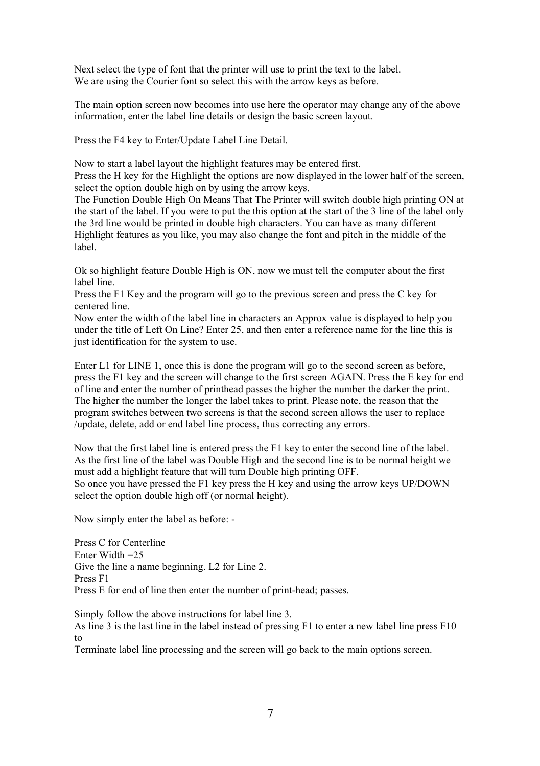Next select the type of font that the printer will use to print the text to the label.
We are using the Courier font so select this with the arrow keys as before.

The main option screen now becomes into use here the operator may change any of the above information, enter the label line details or design the basic screen layout.

Press the F4 key to Enter/Update Label Line Detail.

Now to start a label layout the highlight features may be entered first.
Press the H key for the Highlight the options are now displayed in the lower half of the screen, select the option double high on by using the arrow keys.
The Function Double High On Means That The Printer will switch double high printing ON at the start of the label. If you were to put the this option at the start of the 3 line of the label only the 3rd line would be printed in double high characters. You can have as many different Highlight features as you like, you may also change the font and pitch in the middle of the label.

Ok so highlight feature Double High is ON, now we must tell the computer about the first label line.
Press the F1 Key and the program will go to the previous screen and press the C key for centered line.
Now enter the width of the label line in characters an Approx value is displayed to help you under the title of Left On Line? Enter 25, and then enter a reference name for the line this is just identification for the system to use.

Enter L1 for LINE 1, once this is done the program will go to the second screen as before, press the F1 key and the screen will change to the first screen AGAIN. Press the E key for end of line and enter the number of printhead passes the higher the number the darker the print. The higher the number the longer the label takes to print. Please note, the reason that the program switches between two screens is that the second screen allows the user to replace /update, delete, add or end label line process, thus correcting any errors.

Now that the first label line is entered press the F1 key to enter the second line of the label. As the first line of the label was Double High and the second line is to be normal height we must add a highlight feature that will turn Double high printing OFF.
So once you have pressed the F1 key press the H key and using the arrow keys UP/DOWN select the option double high off (or normal height).

Now simply enter the label as before: -

Press C for Centerline
Enter Width =25
Give the line a name beginning. L2 for Line 2.
Press F1
Press E for end of line then enter the number of print-head; passes.

Simply follow the above instructions for label line 3.
As line 3 is the last line in the label instead of pressing F1 to enter a new label line press F10 to
Terminate label line processing and the screen will go back to the main options screen.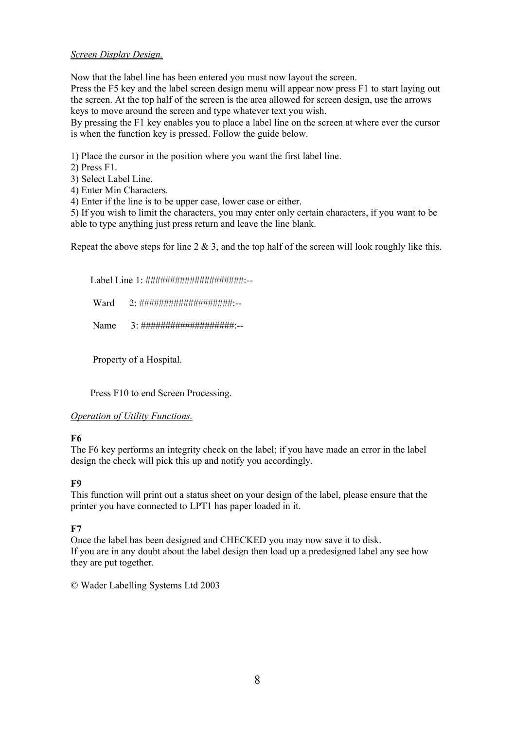*Screen Display Design.*

Now that the label line has been entered you must now layout the screen.
Press the F5 key and the label screen design menu will appear now press F1 to start laying out the screen. At the top half of the screen is the area allowed for screen design, use the arrows keys to move around the screen and type whatever text you wish.
By pressing the F1 key enables you to place a label line on the screen at where ever the cursor is when the function key is pressed. Follow the guide below.

1) Place the cursor in the position where you want the first label line.
2) Press F1.
3) Select Label Line.
4) Enter Min Characters.
4) Enter if the line is to be upper case, lower case or either.
5) If you wish to limit the characters, you may enter only certain characters, if you want to be able to type anything just press return and leave the line blank.

Repeat the above steps for line 2 & 3, and the top half of the screen will look roughly like this.

```
Label Line 1: ####################:--

 Ward      2: ###################:--

 Name      3: ###################:--


 Property of a Hospital.


Press F10 to end Screen Processing.
```

*Operation of Utility Functions.*

**F6**
The F6 key performs an integrity check on the label; if you have made an error in the label design the check will pick this up and notify you accordingly.

**F9**
This function will print out a status sheet on your design of the label, please ensure that the printer you have connected to LPT1 has paper loaded in it.

**F7**
Once the label has been designed and CHECKED you may now save it to disk.
If you are in any doubt about the label design then load up a predesigned label any see how they are put together.

© Wader Labelling Systems Ltd 2003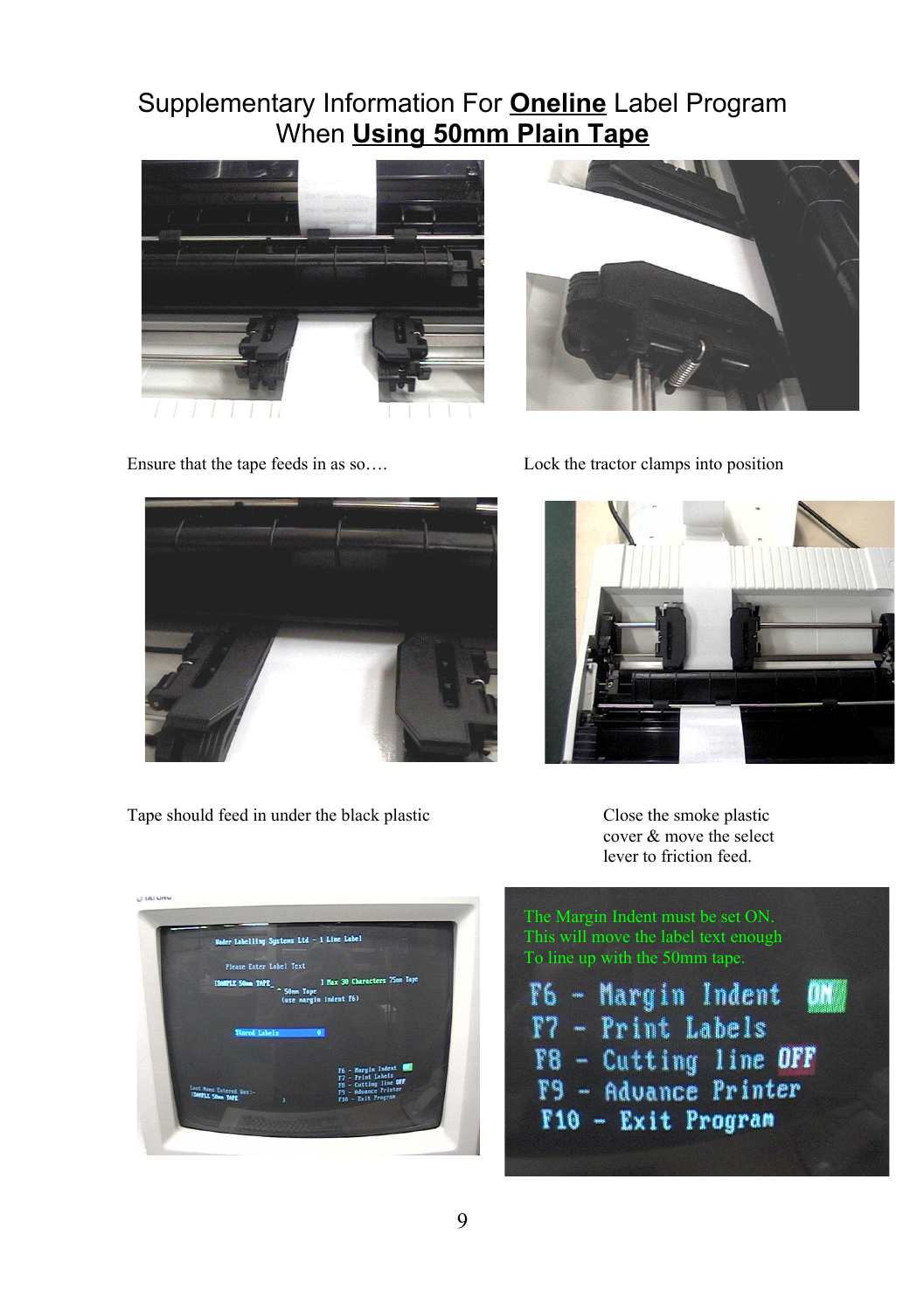# Supplementary Information For **Oneline** Label Program When **Using 50mm Plain Tape**

Ensure that the tape feeds in as so….

Lock the tractor clamps into position

Tape should feed in under the black plastic

Close the smoke plastic cover & move the select lever to friction feed.

The Margin Indent must be set ON. This will move the label text enough To line up with the 50mm tape.

F6 - Margin Indent ON
F7 - Print Labels
F8 - Cutting line OFF
F9 - Advance Printer
F10 - Exit Program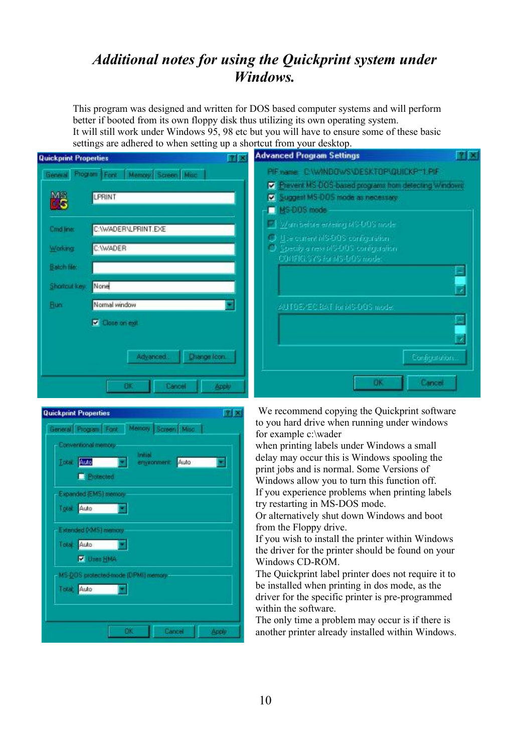# *Additional notes for using the Quickprint system under Windows.*

This program was designed and written for DOS based computer systems and will perform better if booted from its own floppy disk thus utilizing its own operating system.
It will still work under Windows 95, 98 etc but you will have to ensure some of these basic settings are adhered to when setting up a shortcut from your desktop.

We recommend copying the Quickprint software to you hard drive when running under windows for example c:\wader
when printing labels under Windows a small delay may occur this is Windows spooling the print jobs and is normal. Some Versions of Windows allow you to turn this function off.
If you experience problems when printing labels try restarting in MS-DOS mode.
Or alternatively shut down Windows and boot from the Floppy drive.
If you wish to install the printer within Windows the driver for the printer should be found on your Windows CD-ROM.
The Quickprint label printer does not require it to be installed when printing in dos mode, as the driver for the specific printer is pre-programmed within the software.
The only time a problem may occur is if there is another printer already installed within Windows.